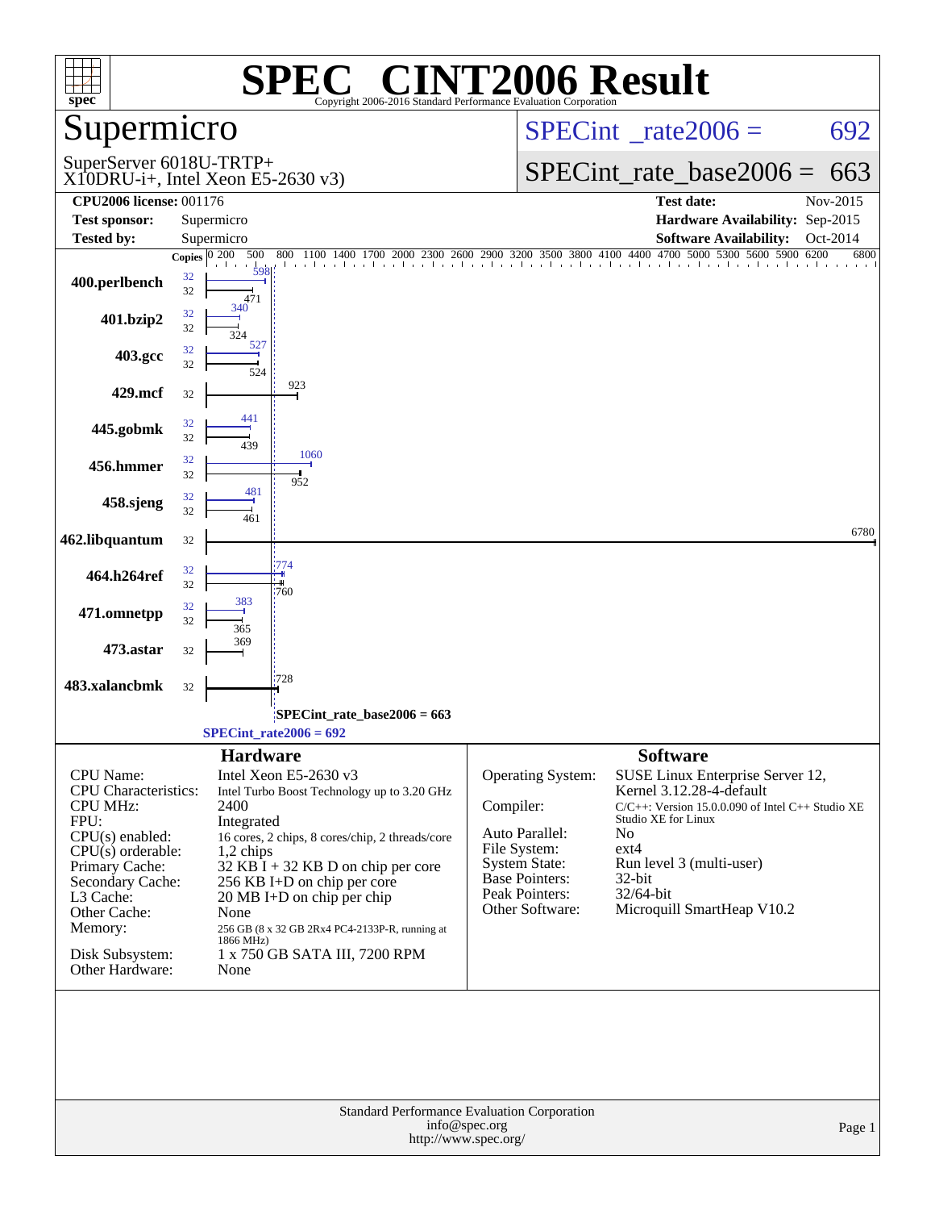# SPEC® CINT2006 Result

Copyright 2006-2016 Standard Performance Evaluation Corporation

## Supermicro

SuperServer 6018U-TRTP+
X10DRU-i+, Intel Xeon E5-2630 v3)

SPECint_rate2006 = 692

SPECint_rate_base2006 = 663

| | | | |
|---|---|---|---|
| **CPU2006 license:** 001176 | | **Test date:** | Nov-2015 |
| **Test sponsor:** | Supermicro | **Hardware Availability:** | Sep-2015 |
| **Tested by:** | Supermicro | **Software Availability:** | Oct-2014 |

| Benchmark | Copies (peak) | Copies (base) | Peak | Base |
|---|---|---|---|---|
| 400.perlbench | 32 | 32 | 598 | 471 |
| 401.bzip2 | 32 | 32 | 340 | 324 |
| 403.gcc | 32 | 32 | 527 | 524 |
| 429.mcf | | 32 | | 923 |
| 445.gobmk | 32 | 32 | 441 | 439 |
| 456.hmmer | 32 | 32 | 1060 | 952 |
| 458.sjeng | 32 | 32 | 481 | 461 |
| 462.libquantum | | 32 | | 6780 |
| 464.h264ref | 32 | 32 | 774 | 760 |
| 471.omnetpp | 32 | 32 | 383 | 365 |
| 473.astar | | 32 | | 369 |
| 483.xalancbmk | | 32 | | 728 |

SPECint_rate_base2006 = 663

SPECint_rate2006 = 692

### Hardware

| | |
|---|---|
| CPU Name: | Intel Xeon E5-2630 v3 |
| CPU Characteristics: | Intel Turbo Boost Technology up to 3.20 GHz |
| CPU MHz: | 2400 |
| FPU: | Integrated |
| CPU(s) enabled: | 16 cores, 2 chips, 8 cores/chip, 2 threads/core |
| CPU(s) orderable: | 1,2 chips |
| Primary Cache: | 32 KB I + 32 KB D on chip per core |
| Secondary Cache: | 256 KB I+D on chip per core |
| L3 Cache: | 20 MB I+D on chip per chip |
| Other Cache: | None |
| Memory: | 256 GB (8 x 32 GB 2Rx4 PC4-2133P-R, running at 1866 MHz) |
| Disk Subsystem: | 1 x 750 GB SATA III, 7200 RPM |
| Other Hardware: | None |

### Software

| | |
|---|---|
| Operating System: | SUSE Linux Enterprise Server 12, Kernel 3.12.28-4-default |
| Compiler: | C/C++: Version 15.0.0.090 of Intel C++ Studio XE Studio XE for Linux |
| Auto Parallel: | No |
| File System: | ext4 |
| System State: | Run level 3 (multi-user) |
| Base Pointers: | 32-bit |
| Peak Pointers: | 32/64-bit |
| Other Software: | Microquill SmartHeap V10.2 |

Standard Performance Evaluation Corporation
info@spec.org
http://www.spec.org/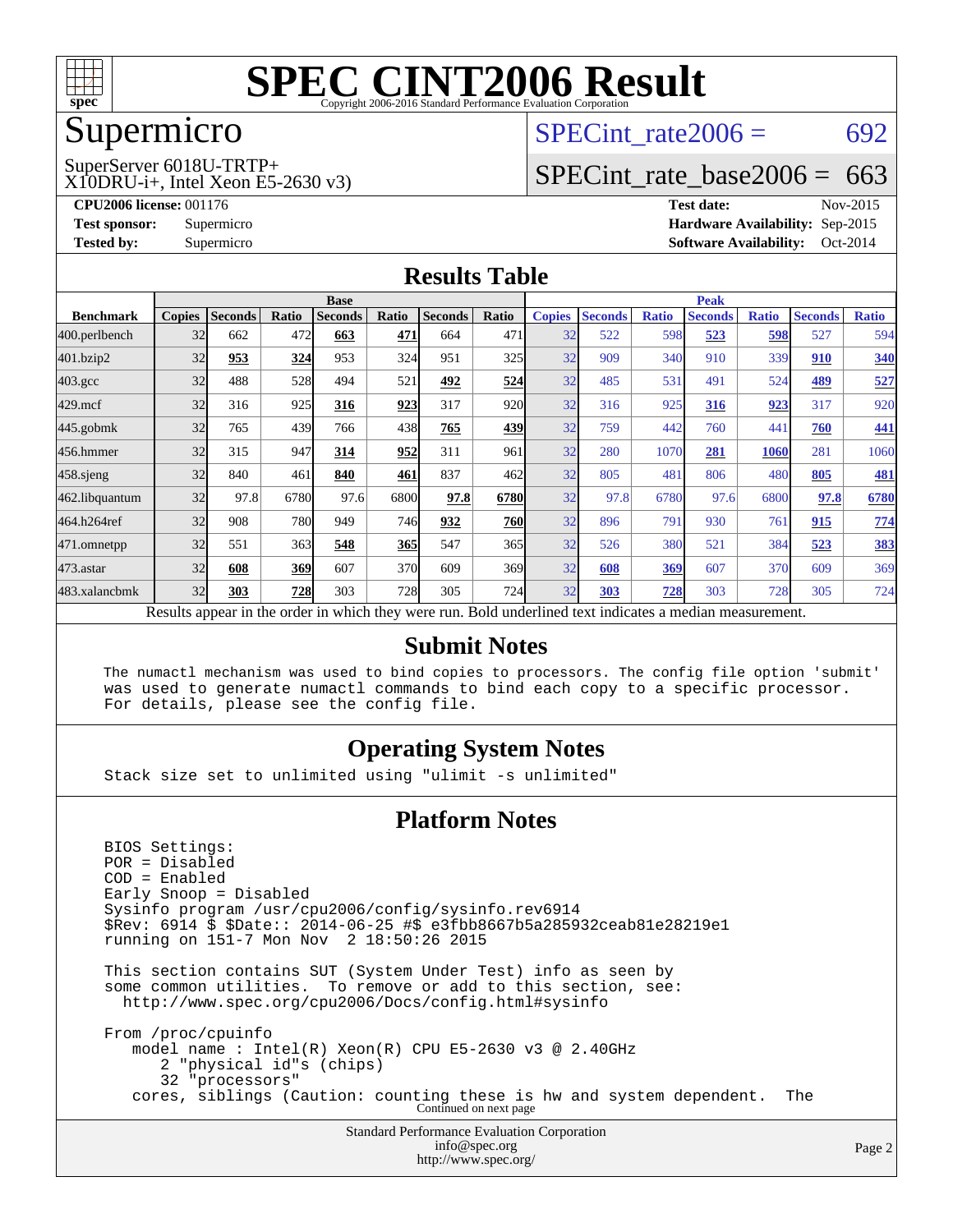# SPEC CINT2006 Result

Copyright 2006-2016 Standard Performance Evaluation Corporation

## Supermicro

SuperServer 6018U-TRTP+
X10DRU-i+, Intel Xeon E5-2630 v3)

SPECint_rate2006 = 692

SPECint_rate_base2006 = 663

| | | | |
|---|---|---|---|
| **CPU2006 license:** | 001176 | **Test date:** | Nov-2015 |
| **Test sponsor:** | Supermicro | **Hardware Availability:** | Sep-2015 |
| **Tested by:** | Supermicro | **Software Availability:** | Oct-2014 |

## Results Table

| Benchmark | Base | | | | | | | Peak | | | | | | |
|---|---|---|---|---|---|---|---|---|---|---|---|---|---|---|
| | Copies | Seconds | Ratio | Seconds | Ratio | Seconds | Ratio | Copies | Seconds | Ratio | Seconds | Ratio | Seconds | Ratio |
| 400.perlbench | 32 | 662 | 472 | **663** | **471** | 664 | 471 | 32 | 522 | 598 | **523** | **598** | 527 | 594 |
| 401.bzip2 | 32 | **953** | **324** | 953 | 324 | 951 | 325 | 32 | 909 | 340 | 910 | 339 | **910** | **340** |
| 403.gcc | 32 | 488 | 528 | 494 | 521 | **492** | **524** | 32 | 485 | 531 | 491 | 524 | **489** | **527** |
| 429.mcf | 32 | 316 | 925 | **316** | **923** | 317 | 920 | 32 | 316 | 925 | **316** | **923** | 317 | 920 |
| 445.gobmk | 32 | 765 | 439 | 766 | 438 | **765** | **439** | 32 | 759 | 442 | 760 | 441 | **760** | **441** |
| 456.hmmer | 32 | 315 | 947 | **314** | **952** | 311 | 961 | 32 | 280 | 1070 | **281** | **1060** | 281 | 1060 |
| 458.sjeng | 32 | 840 | 461 | **840** | **461** | 837 | 462 | 32 | 805 | 481 | 806 | 480 | **805** | **481** |
| 462.libquantum | 32 | 97.8 | 6780 | 97.6 | 6800 | **97.8** | **6780** | 32 | 97.8 | 6780 | 97.6 | 6800 | **97.8** | **6780** |
| 464.h264ref | 32 | 908 | 780 | 949 | 746 | **932** | **760** | 32 | 896 | 791 | 930 | 761 | **915** | **774** |
| 471.omnetpp | 32 | 551 | 363 | **548** | **365** | 547 | 365 | 32 | 526 | 380 | 521 | 384 | **523** | **383** |
| 473.astar | 32 | **608** | **369** | 607 | 370 | 609 | 369 | 32 | **608** | **369** | 607 | 370 | 609 | 369 |
| 483.xalancbmk | 32 | **303** | **728** | 303 | 728 | 305 | 724 | 32 | **303** | **728** | 303 | 728 | 305 | 724 |

Results appear in the order in which they were run. Bold underlined text indicates a median measurement.

## Submit Notes

```
The numactl mechanism was used to bind copies to processors. The config file option 'submit'
was used to generate numactl commands to bind each copy to a specific processor.
For details, please see the config file.
```

## Operating System Notes

```
Stack size set to unlimited using "ulimit -s unlimited"
```

## Platform Notes

```
BIOS Settings:
POR = Disabled
COD = Enabled
Early Snoop = Disabled
Sysinfo program /usr/cpu2006/config/sysinfo.rev6914
$Rev: 6914 $ $Date:: 2014-06-25 #$ e3fbb8667b5a285932ceab81e28219e1
running on 151-7 Mon Nov  2 18:50:26 2015

This section contains SUT (System Under Test) info as seen by
some common utilities.  To remove or add to this section, see:
  http://www.spec.org/cpu2006/Docs/config.html#sysinfo

From /proc/cpuinfo
    model name : Intel(R) Xeon(R) CPU E5-2630 v3 @ 2.40GHz
       2 "physical id"s (chips)
       32 "processors"
    cores, siblings (Caution: counting these is hw and system dependent.  The
```

Continued on next page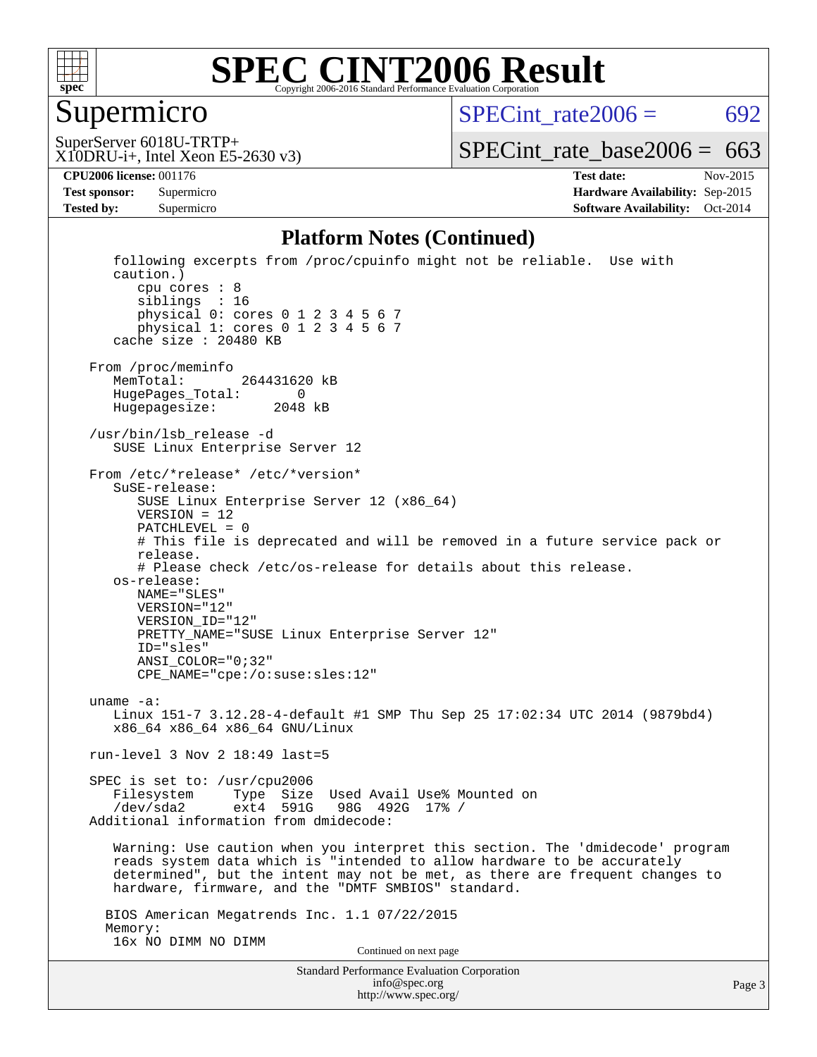# SPEC CINT2006 Result

Copyright 2006-2016 Standard Performance Evaluation Corporation

## Supermicro

SuperServer 6018U-TRTP+
X10DRU-i+, Intel Xeon E5-2630 v3)

SPECint_rate2006 = 692

SPECint_rate_base2006 = 663

**CPU2006 license:** 001176
**Test sponsor:** Supermicro
**Tested by:** Supermicro

**Test date:** Nov-2015
**Hardware Availability:** Sep-2015
**Software Availability:** Oct-2014

## Platform Notes (Continued)

```
      following excerpts from /proc/cpuinfo might not be reliable.  Use with
      caution.)
         cpu cores : 8
         siblings  : 16
         physical 0: cores 0 1 2 3 4 5 6 7
         physical 1: cores 0 1 2 3 4 5 6 7
      cache size : 20480 KB

   From /proc/meminfo
      MemTotal:       264431620 kB
      HugePages_Total:       0
      Hugepagesize:       2048 kB

   /usr/bin/lsb_release -d
      SUSE Linux Enterprise Server 12

   From /etc/*release* /etc/*version*
      SuSE-release:
         SUSE Linux Enterprise Server 12 (x86_64)
         VERSION = 12
         PATCHLEVEL = 0
         # This file is deprecated and will be removed in a future service pack or
         release.
         # Please check /etc/os-release for details about this release.
      os-release:
         NAME="SLES"
         VERSION="12"
         VERSION_ID="12"
         PRETTY_NAME="SUSE Linux Enterprise Server 12"
         ID="sles"
         ANSI_COLOR="0;32"
         CPE_NAME="cpe:/o:suse:sles:12"

   uname -a:
      Linux 151-7 3.12.28-4-default #1 SMP Thu Sep 25 17:02:34 UTC 2014 (9879bd4)
      x86_64 x86_64 x86_64 GNU/Linux

   run-level 3 Nov 2 18:49 last=5

   SPEC is set to: /usr/cpu2006
      Filesystem     Type  Size  Used Avail Use% Mounted on
      /dev/sda2      ext4  591G   98G  492G  17% /
   Additional information from dmidecode:

      Warning: Use caution when you interpret this section. The 'dmidecode' program
      reads system data which is "intended to allow hardware to be accurately
      determined", but the intent may not be met, as there are frequent changes to
      hardware, firmware, and the "DMTF SMBIOS" standard.

     BIOS American Megatrends Inc. 1.1 07/22/2015
     Memory:
      16x NO DIMM NO DIMM
```

Continued on next page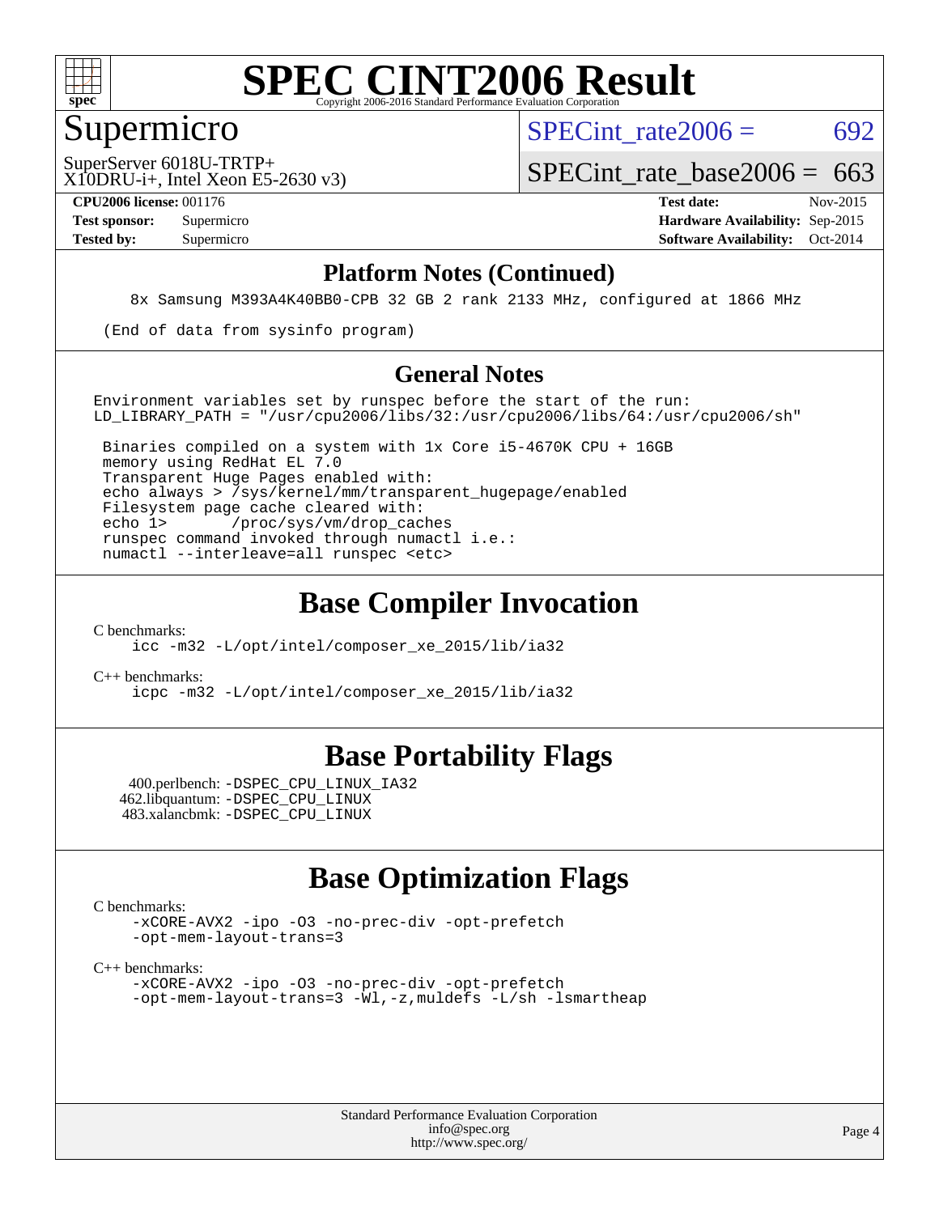# SPEC CINT2006 Result

Copyright 2006-2016 Standard Performance Evaluation Corporation

## Supermicro

SuperServer 6018U-TRTP+
X10DRU-i+, Intel Xeon E5-2630 v3)

SPECint_rate2006 = 692

SPECint_rate_base2006 = 663

| | | | |
|---|---|---|---|
| **CPU2006 license:** 001176 | | **Test date:** | Nov-2015 |
| **Test sponsor:** | Supermicro | **Hardware Availability:** | Sep-2015 |
| **Tested by:** | Supermicro | **Software Availability:** | Oct-2014 |

## Platform Notes (Continued)

```
8x Samsung M393A4K40BB0-CPB 32 GB 2 rank 2133 MHz, configured at 1866 MHz

(End of data from sysinfo program)
```

## General Notes

```
Environment variables set by runspec before the start of the run:
LD_LIBRARY_PATH = "/usr/cpu2006/libs/32:/usr/cpu2006/libs/64:/usr/cpu2006/sh"

 Binaries compiled on a system with 1x Core i5-4670K CPU + 16GB
 memory using RedHat EL 7.0
 Transparent Huge Pages enabled with:
 echo always > /sys/kernel/mm/transparent_hugepage/enabled
 Filesystem page cache cleared with:
 echo 1>       /proc/sys/vm/drop_caches
 runspec command invoked through numactl i.e.:
 numactl --interleave=all runspec <etc>
```

## Base Compiler Invocation

C benchmarks:
```
icc -m32 -L/opt/intel/composer_xe_2015/lib/ia32
```

C++ benchmarks:
```
icpc -m32 -L/opt/intel/composer_xe_2015/lib/ia32
```

## Base Portability Flags

400.perlbench: -DSPEC_CPU_LINUX_IA32
462.libquantum: -DSPEC_CPU_LINUX
483.xalancbmk: -DSPEC_CPU_LINUX

## Base Optimization Flags

C benchmarks:
```
-xCORE-AVX2 -ipo -O3 -no-prec-div -opt-prefetch
-opt-mem-layout-trans=3
```

C++ benchmarks:
```
-xCORE-AVX2 -ipo -O3 -no-prec-div -opt-prefetch
-opt-mem-layout-trans=3 -Wl,-z,muldefs -L/sh -lsmartheap
```

Standard Performance Evaluation Corporation
info@spec.org
http://www.spec.org/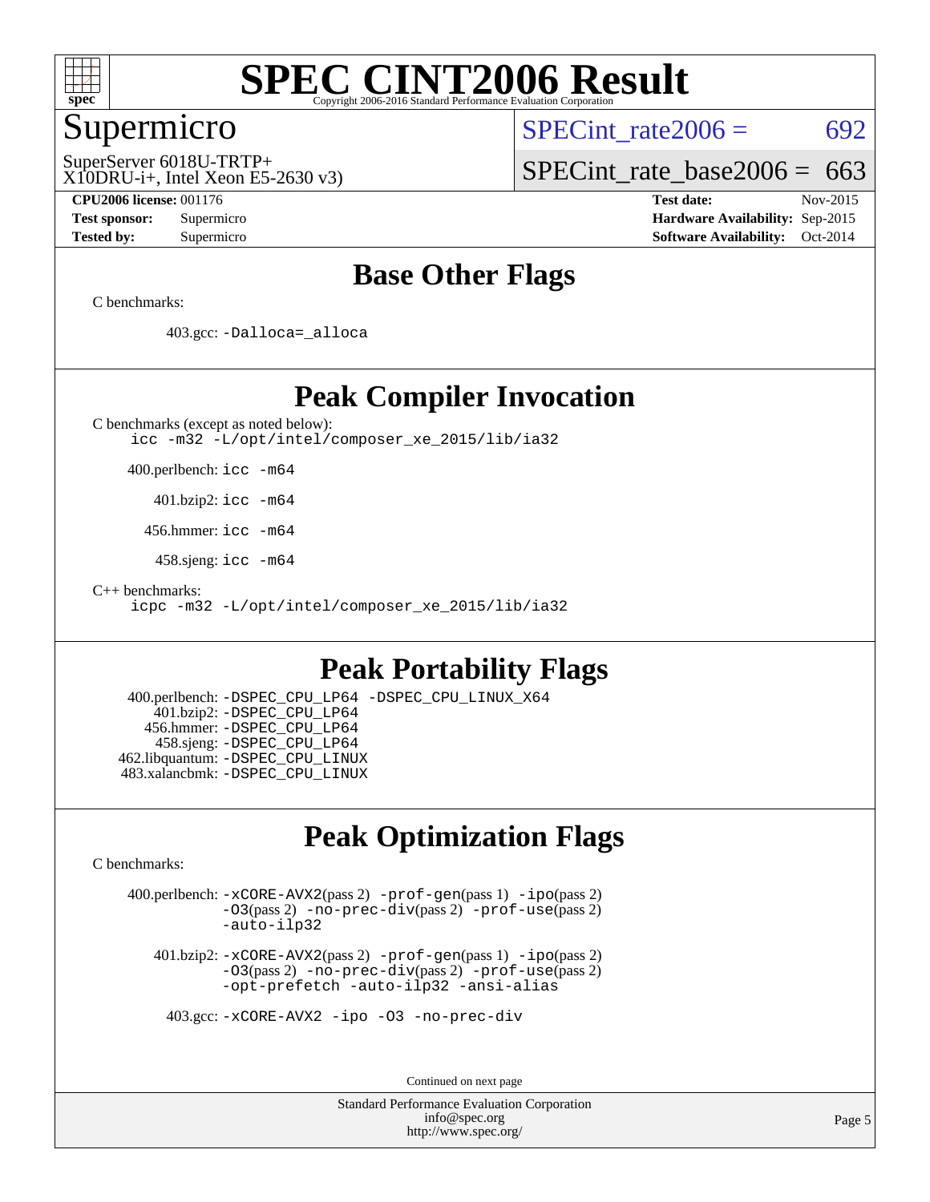# SPEC CINT2006 Result

Copyright 2006-2016 Standard Performance Evaluation Corporation

## Supermicro

SuperServer 6018U-TRTP+
X10DRU-i+, Intel Xeon E5-2630 v3)

SPECint_rate2006 = 692

SPECint_rate_base2006 = 663

**CPU2006 license:** 001176
**Test sponsor:** Supermicro
**Tested by:** Supermicro

**Test date:** Nov-2015
**Hardware Availability:** Sep-2015
**Software Availability:** Oct-2014

## Base Other Flags

C benchmarks:

403.gcc: `-Dalloca=_alloca`

## Peak Compiler Invocation

C benchmarks (except as noted below):
`icc -m32 -L/opt/intel/composer_xe_2015/lib/ia32`

400.perlbench: `icc -m64`

401.bzip2: `icc -m64`

456.hmmer: `icc -m64`

458.sjeng: `icc -m64`

C++ benchmarks:
`icpc -m32 -L/opt/intel/composer_xe_2015/lib/ia32`

## Peak Portability Flags

400.perlbench: `-DSPEC_CPU_LP64 -DSPEC_CPU_LINUX_X64`
401.bzip2: `-DSPEC_CPU_LP64`
456.hmmer: `-DSPEC_CPU_LP64`
458.sjeng: `-DSPEC_CPU_LP64`
462.libquantum: `-DSPEC_CPU_LINUX`
483.xalancbmk: `-DSPEC_CPU_LINUX`

## Peak Optimization Flags

C benchmarks:

400.perlbench: `-xCORE-AVX2`(pass 2) `-prof-gen`(pass 1) `-ipo`(pass 2) `-O3`(pass 2) `-no-prec-div`(pass 2) `-prof-use`(pass 2) `-auto-ilp32`

401.bzip2: `-xCORE-AVX2`(pass 2) `-prof-gen`(pass 1) `-ipo`(pass 2) `-O3`(pass 2) `-no-prec-div`(pass 2) `-prof-use`(pass 2) `-opt-prefetch -auto-ilp32 -ansi-alias`

403.gcc: `-xCORE-AVX2 -ipo -O3 -no-prec-div`

Continued on next page

Standard Performance Evaluation Corporation
info@spec.org
http://www.spec.org/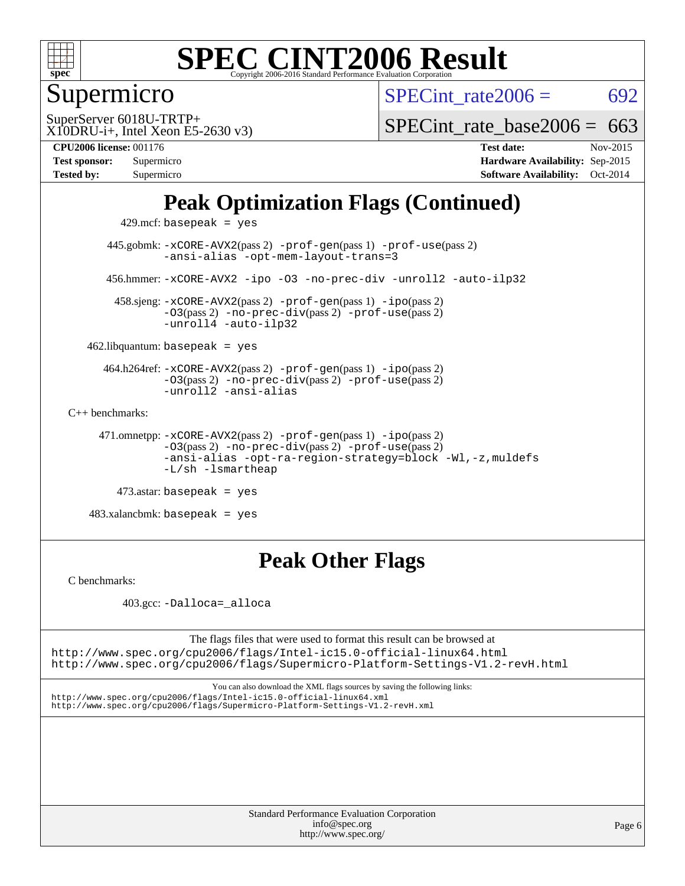# Peak Optimization Flags (Continued)

429.mcf: basepeak = yes

445.gobmk: -xCORE-AVX2(pass 2) -prof-gen(pass 1) -prof-use(pass 2) -ansi-alias -opt-mem-layout-trans=3

456.hmmer: -xCORE-AVX2 -ipo -O3 -no-prec-div -unroll2 -auto-ilp32

458.sjeng: -xCORE-AVX2(pass 2) -prof-gen(pass 1) -ipo(pass 2) -O3(pass 2) -no-prec-div(pass 2) -prof-use(pass 2) -unroll4 -auto-ilp32

462.libquantum: basepeak = yes

464.h264ref: -xCORE-AVX2(pass 2) -prof-gen(pass 1) -ipo(pass 2) -O3(pass 2) -no-prec-div(pass 2) -prof-use(pass 2) -unroll2 -ansi-alias

C++ benchmarks:

471.omnetpp: -xCORE-AVX2(pass 2) -prof-gen(pass 1) -ipo(pass 2) -O3(pass 2) -no-prec-div(pass 2) -prof-use(pass 2) -ansi-alias -opt-ra-region-strategy=block -Wl,-z,muldefs -L/sh -lsmartheap

473.astar: basepeak = yes

483.xalancbmk: basepeak = yes

# Peak Other Flags

C benchmarks:

403.gcc: -Dalloca=_alloca

The flags files that were used to format this result can be browsed at
http://www.spec.org/cpu2006/flags/Intel-ic15.0-official-linux64.html
http://www.spec.org/cpu2006/flags/Supermicro-Platform-Settings-V1.2-revH.html

You can also download the XML flags sources by saving the following links:
http://www.spec.org/cpu2006/flags/Intel-ic15.0-official-linux64.xml
http://www.spec.org/cpu2006/flags/Supermicro-Platform-Settings-V1.2-revH.xml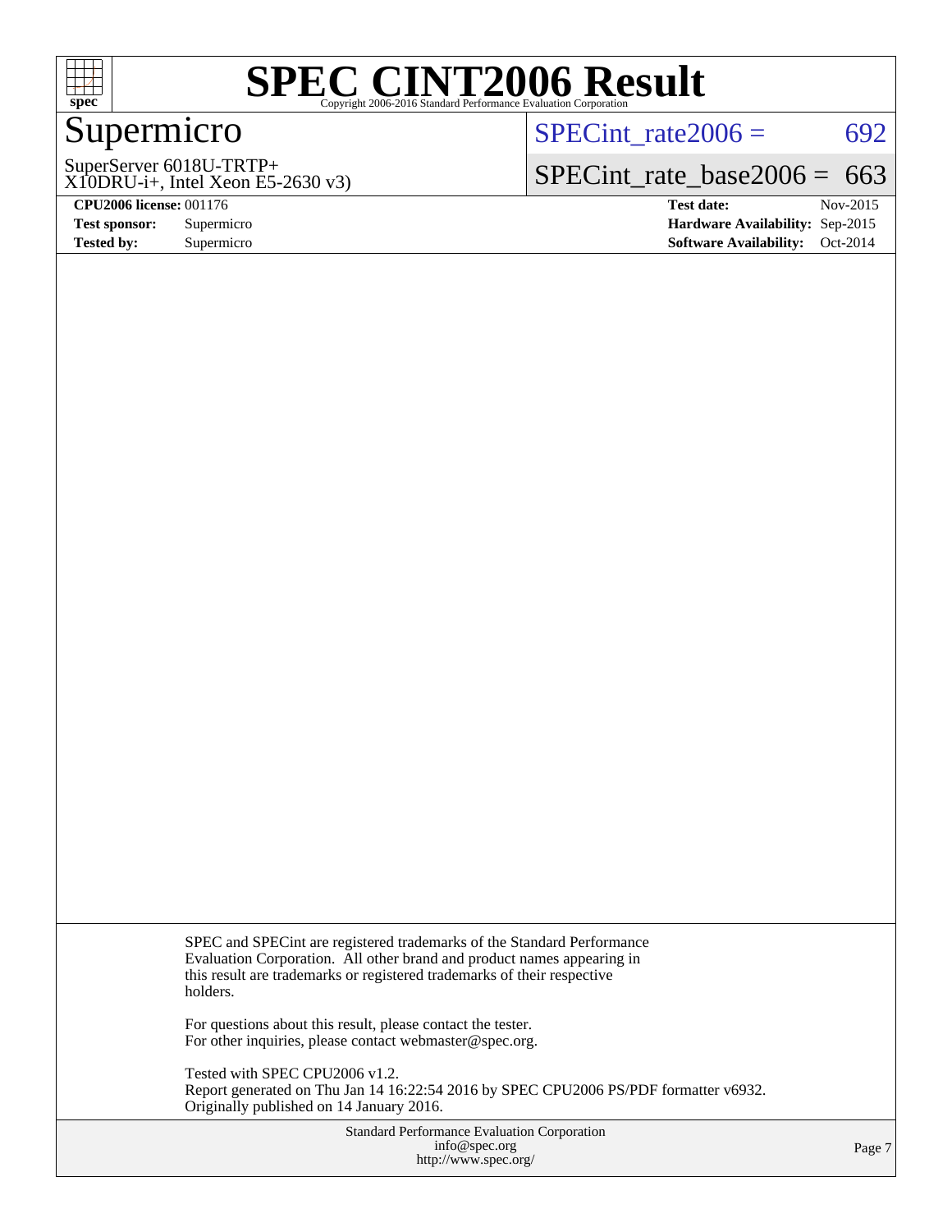# SPEC CINT2006 Result

Copyright 2006-2016 Standard Performance Evaluation Corporation

## Supermicro

SuperServer 6018U-TRTP+
X10DRU-i+, Intel Xeon E5-2630 v3)

SPECint_rate2006 = 692

SPECint_rate_base2006 = 663

**CPU2006 license:** 001176
**Test sponsor:** Supermicro
**Tested by:** Supermicro

**Test date:** Nov-2015
**Hardware Availability:** Sep-2015
**Software Availability:** Oct-2014

SPEC and SPECint are registered trademarks of the Standard Performance Evaluation Corporation. All other brand and product names appearing in this result are trademarks or registered trademarks of their respective holders.

For questions about this result, please contact the tester.
For other inquiries, please contact webmaster@spec.org.

Tested with SPEC CPU2006 v1.2.
Report generated on Thu Jan 14 16:22:54 2016 by SPEC CPU2006 PS/PDF formatter v6932.
Originally published on 14 January 2016.

Standard Performance Evaluation Corporation
info@spec.org
http://www.spec.org/